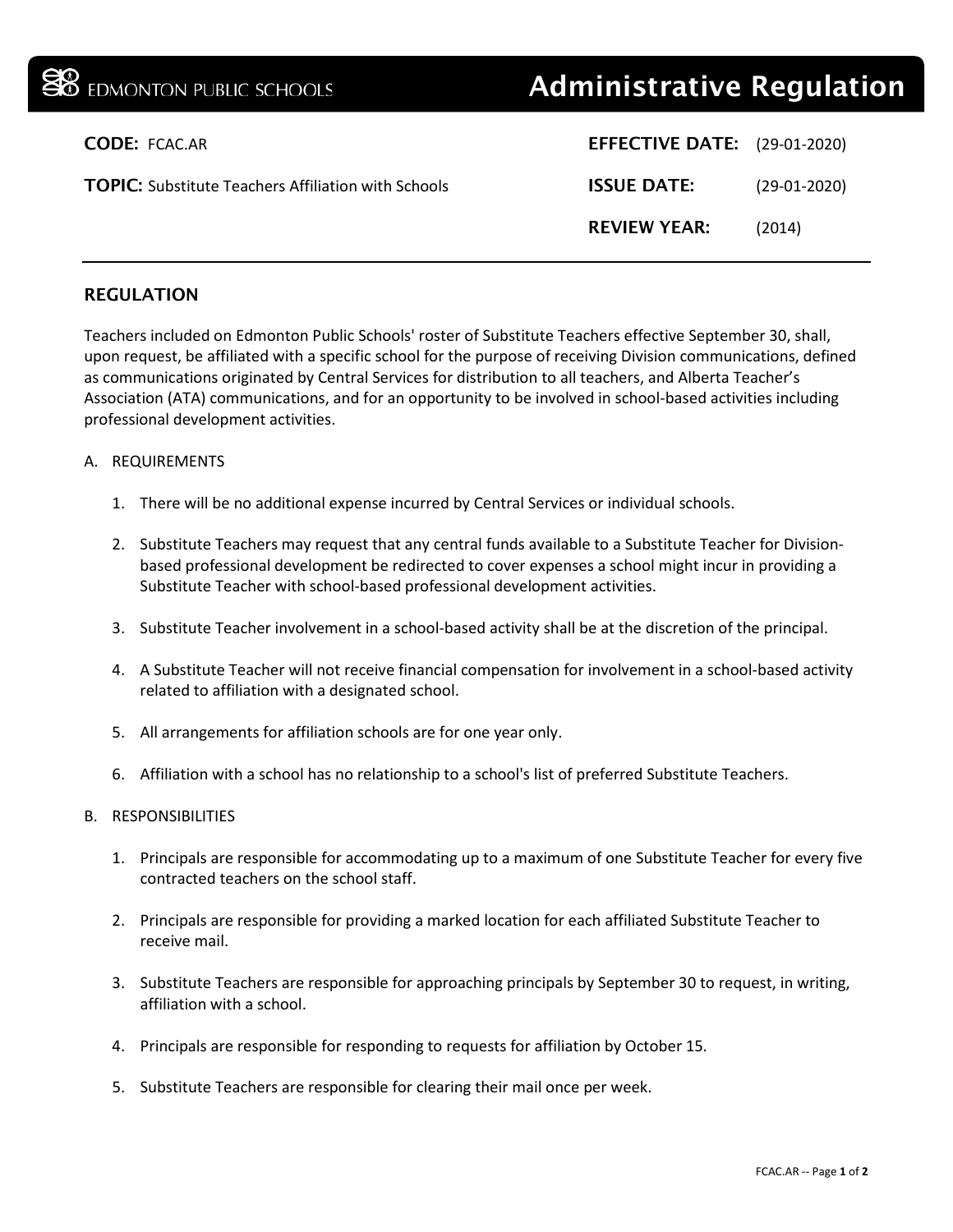EDMONTON PUBLIC SCHOOLS

# Administrative Regulation

**CODE:** FCAC.AR

**TOPIC:** Substitute Teachers Affiliation with Schools

**EFFECTIVE DATE:** (29-01-2020)

**ISSUE DATE:** (29-01-2020)

**REVIEW YEAR:** (2014)

---

## REGULATION

Teachers included on Edmonton Public Schools' roster of Substitute Teachers effective September 30, shall, upon request, be affiliated with a specific school for the purpose of receiving Division communications, defined as communications originated by Central Services for distribution to all teachers, and Alberta Teacher's Association (ATA) communications, and for an opportunity to be involved in school-based activities including professional development activities.

A. REQUIREMENTS

1. There will be no additional expense incurred by Central Services or individual schools.
2. Substitute Teachers may request that any central funds available to a Substitute Teacher for Division-based professional development be redirected to cover expenses a school might incur in providing a Substitute Teacher with school-based professional development activities.
3. Substitute Teacher involvement in a school-based activity shall be at the discretion of the principal.
4. A Substitute Teacher will not receive financial compensation for involvement in a school-based activity related to affiliation with a designated school.
5. All arrangements for affiliation schools are for one year only.
6. Affiliation with a school has no relationship to a school's list of preferred Substitute Teachers.

B. RESPONSIBILITIES

1. Principals are responsible for accommodating up to a maximum of one Substitute Teacher for every five contracted teachers on the school staff.
2. Principals are responsible for providing a marked location for each affiliated Substitute Teacher to receive mail.
3. Substitute Teachers are responsible for approaching principals by September 30 to request, in writing, affiliation with a school.
4. Principals are responsible for responding to requests for affiliation by October 15.
5. Substitute Teachers are responsible for clearing their mail once per week.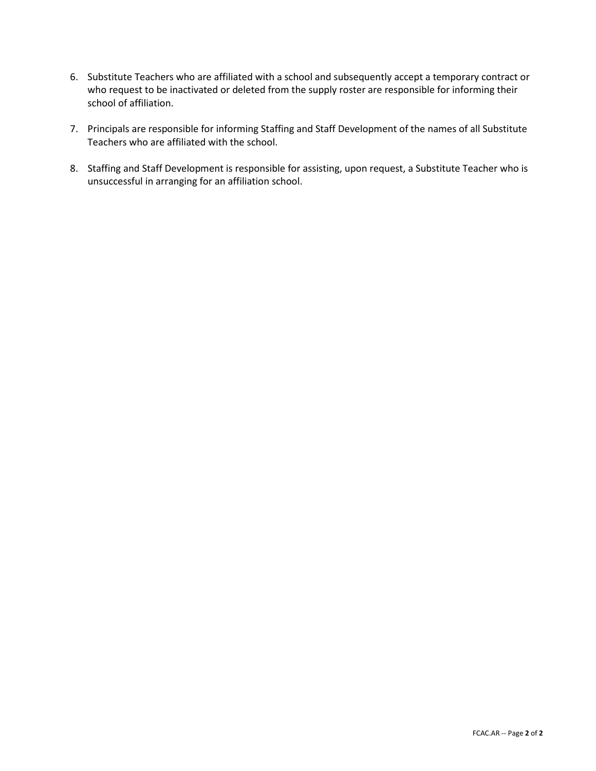6. Substitute Teachers who are affiliated with a school and subsequently accept a temporary contract or who request to be inactivated or deleted from the supply roster are responsible for informing their school of affiliation.

7. Principals are responsible for informing Staffing and Staff Development of the names of all Substitute Teachers who are affiliated with the school.

8. Staffing and Staff Development is responsible for assisting, upon request, a Substitute Teacher who is unsuccessful in arranging for an affiliation school.